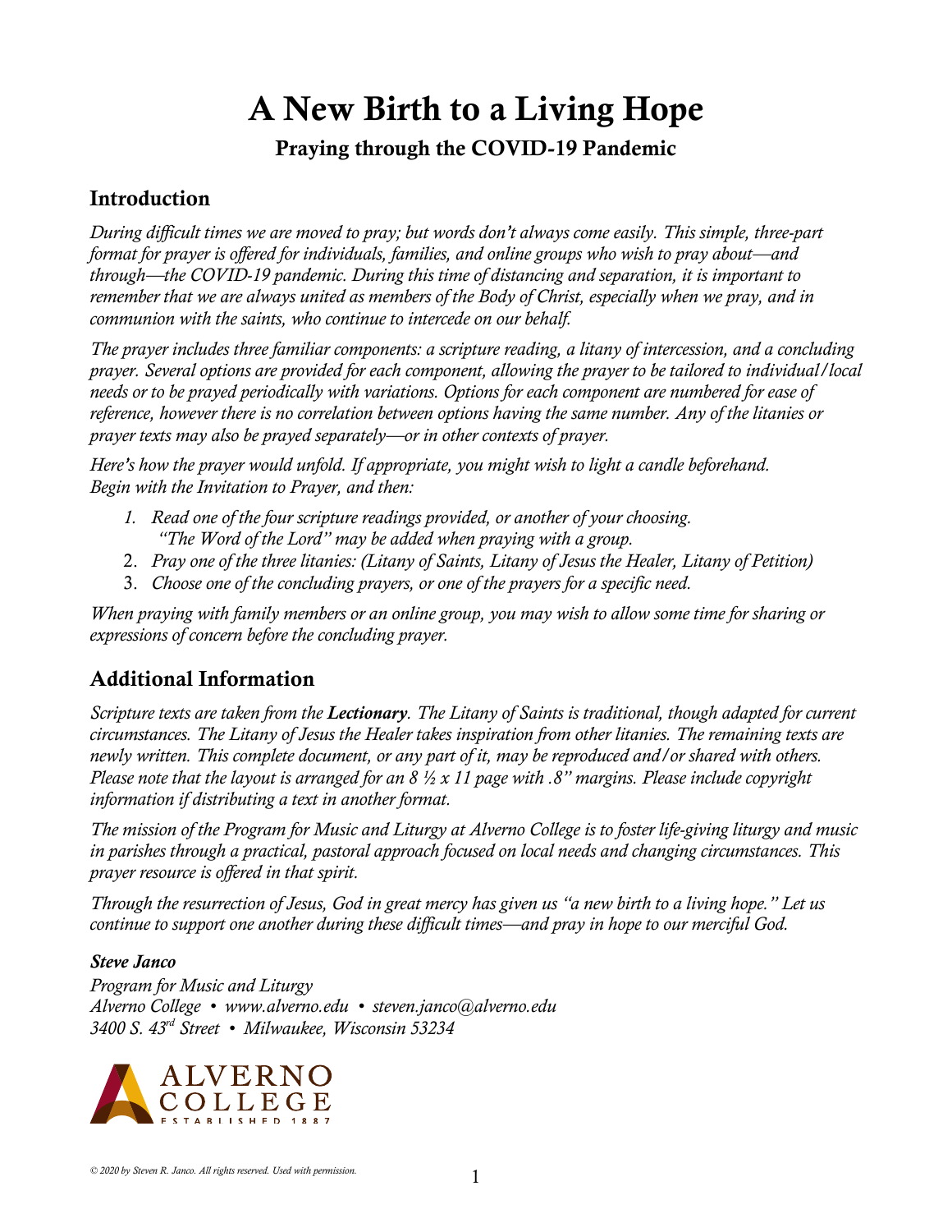# A New Birth to a Living Hope

## Praying through the COVID-19 Pandemic

## Introduction

*During difficult times we are moved to pray; but words don't always come easily. This simple, three-part format for prayer is offered for individuals, families, and online groups who wish to pray about—and through—the COVID-19 pandemic. During this time of distancing and separation, it is important to remember that we are always united as members of the Body of Christ, especially when we pray, and in communion with the saints, who continue to intercede on our behalf.*

*The prayer includes three familiar components: a scripture reading, a litany of intercession, and a concluding prayer. Several options are provided for each component, allowing the prayer to be tailored to individual/local needs or to be prayed periodically with variations. Options for each component are numbered for ease of reference, however there is no correlation between options having the same number. Any of the litanies or prayer texts may also be prayed separately—or in other contexts of prayer.*

*Here's how the prayer would unfold. If appropriate, you might wish to light a candle beforehand. Begin with the Invitation to Prayer, and then:*

1. *Read one of the four scripture readings provided, or another of your choosing. "The Word of the Lord" may be added when praying with a group.*
2. *Pray one of the three litanies: (Litany of Saints, Litany of Jesus the Healer, Litany of Petition)*
3. *Choose one of the concluding prayers, or one of the prayers for a specific need.*

*When praying with family members or an online group, you may wish to allow some time for sharing or expressions of concern before the concluding prayer.*

## Additional Information

*Scripture texts are taken from the **Lectionary**. The Litany of Saints is traditional, though adapted for current circumstances. The Litany of Jesus the Healer takes inspiration from other litanies. The remaining texts are newly written. This complete document, or any part of it, may be reproduced and/or shared with others. Please note that the layout is arranged for an 8 ½ x 11 page with .8" margins. Please include copyright information if distributing a text in another format.*

*The mission of the Program for Music and Liturgy at Alverno College is to foster life-giving liturgy and music in parishes through a practical, pastoral approach focused on local needs and changing circumstances. This prayer resource is offered in that spirit.*

*Through the resurrection of Jesus, God in great mercy has given us "a new birth to a living hope." Let us continue to support one another during these difficult times—and pray in hope to our merciful God.*

***Steve Janco***
*Program for Music and Liturgy*
*Alverno College • www.alverno.edu • steven.janco@alverno.edu*
*3400 S. 43rd Street • Milwaukee, Wisconsin 53234*

ALVERNO COLLEGE
ESTABLISHED 1887

*© 2020 by Steven R. Janco. All rights reserved. Used with permission.*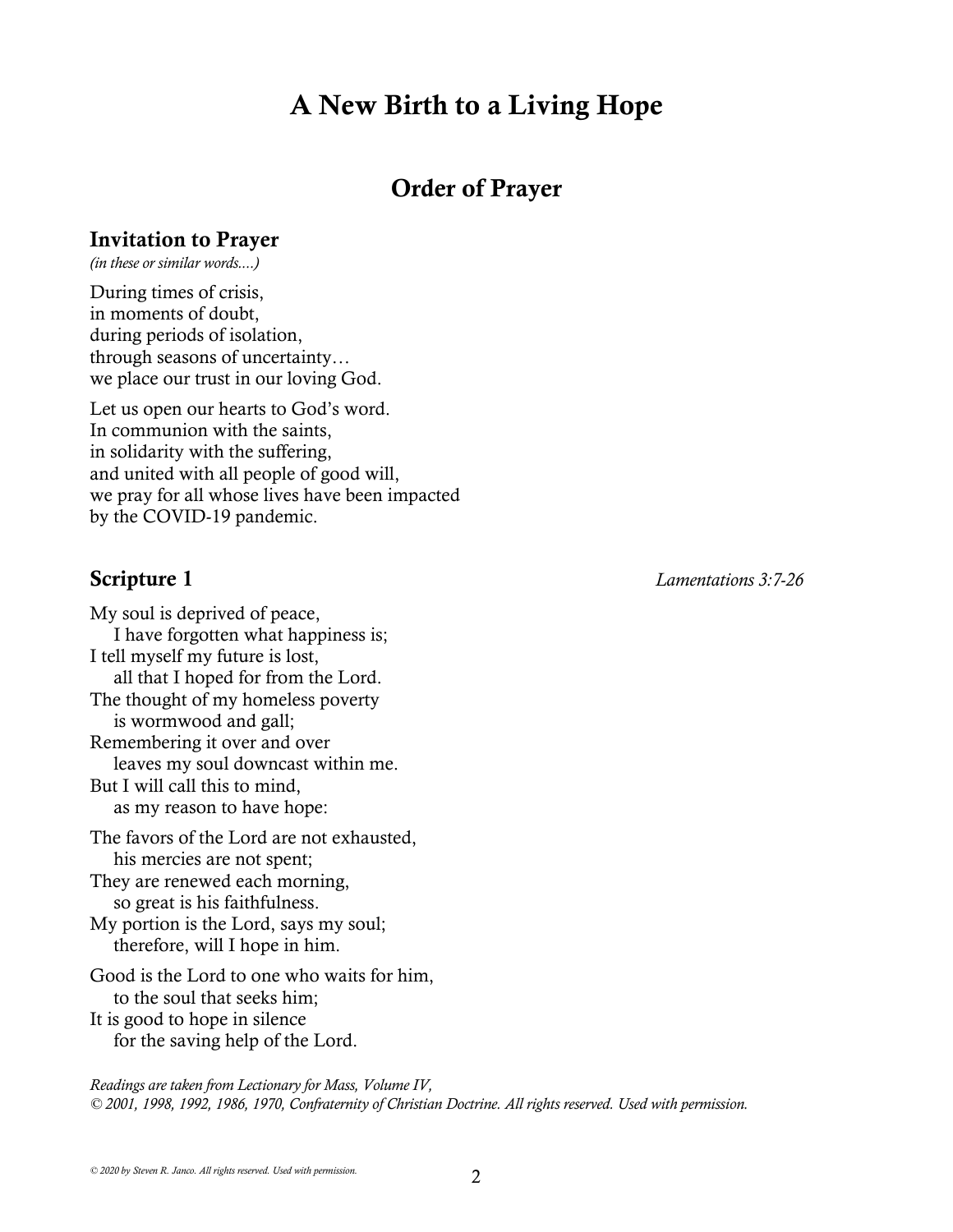# A New Birth to a Living Hope

## Order of Prayer

### Invitation to Prayer

*(in these or similar words....)*

During times of crisis,
in moments of doubt,
during periods of isolation,
through seasons of uncertainty…
we place our trust in our loving God.

Let us open our hearts to God's word.
In communion with the saints,
in solidarity with the suffering,
and united with all people of good will,
we pray for all whose lives have been impacted
by the COVID-19 pandemic.

### Scripture 1

*Lamentations 3:7-26*

My soul is deprived of peace,
  I have forgotten what happiness is;
I tell myself my future is lost,
  all that I hoped for from the Lord.
The thought of my homeless poverty
  is wormwood and gall;
Remembering it over and over
  leaves my soul downcast within me.
But I will call this to mind,
  as my reason to have hope:

The favors of the Lord are not exhausted,
  his mercies are not spent;
They are renewed each morning,
  so great is his faithfulness.
My portion is the Lord, says my soul;
  therefore, will I hope in him.

Good is the Lord to one who waits for him,
  to the soul that seeks him;
It is good to hope in silence
  for the saving help of the Lord.

*Readings are taken from Lectionary for Mass, Volume IV,*
*© 2001, 1998, 1992, 1986, 1970, Confraternity of Christian Doctrine. All rights reserved. Used with permission.*

*© 2020 by Steven R. Janco. All rights reserved. Used with permission.*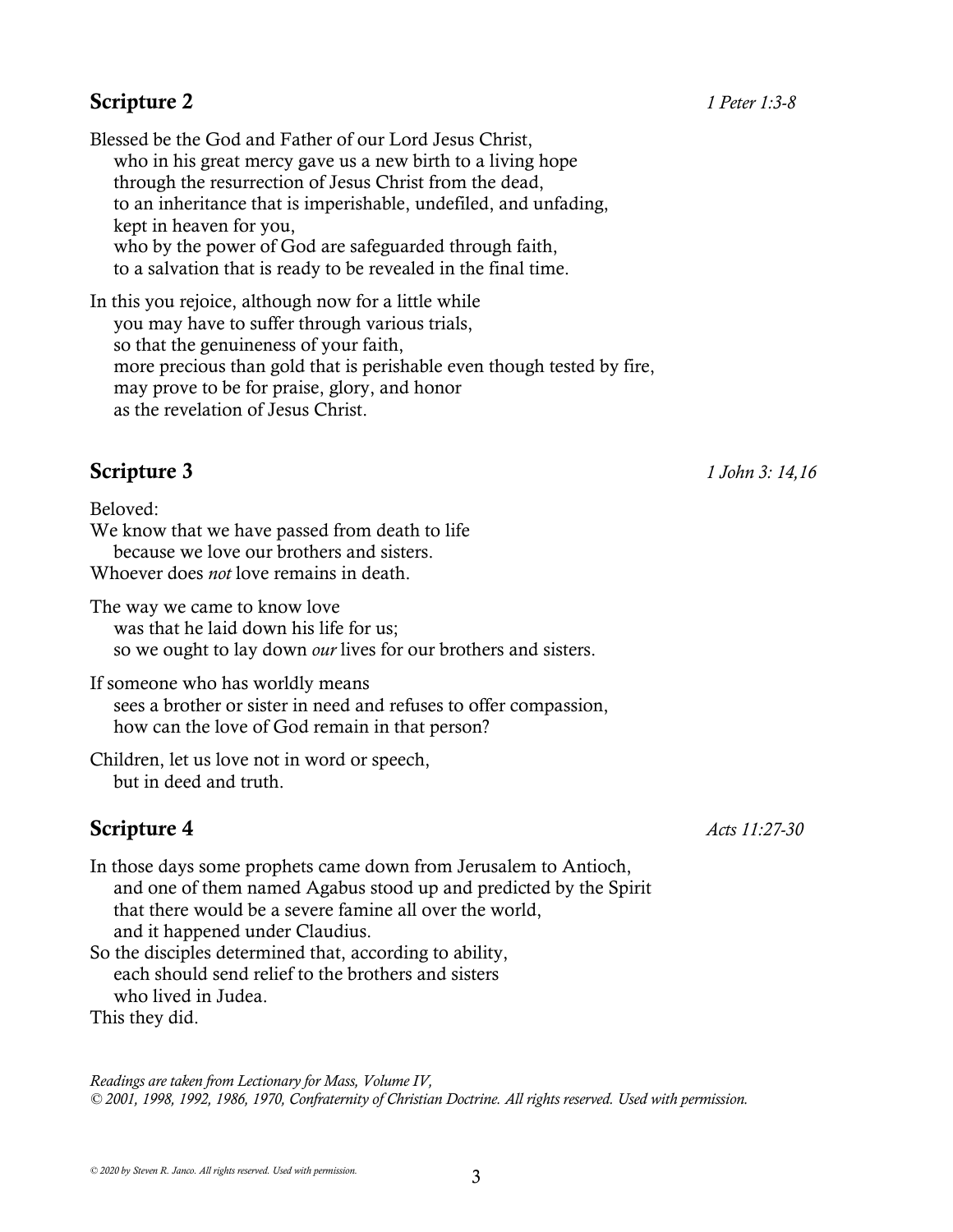## Scripture 2

*1 Peter 1:3-8*

Blessed be the God and Father of our Lord Jesus Christ,
who in his great mercy gave us a new birth to a living hope
through the resurrection of Jesus Christ from the dead,
to an inheritance that is imperishable, undefiled, and unfading,
kept in heaven for you,
who by the power of God are safeguarded through faith,
to a salvation that is ready to be revealed in the final time.

In this you rejoice, although now for a little while
you may have to suffer through various trials,
so that the genuineness of your faith,
more precious than gold that is perishable even though tested by fire,
may prove to be for praise, glory, and honor
as the revelation of Jesus Christ.

## Scripture 3

*1 John 3: 14,16*

Beloved:
We know that we have passed from death to life
because we love our brothers and sisters.
Whoever does *not* love remains in death.

The way we came to know love
was that he laid down his life for us;
so we ought to lay down *our* lives for our brothers and sisters.

If someone who has worldly means
sees a brother or sister in need and refuses to offer compassion,
how can the love of God remain in that person?

Children, let us love not in word or speech,
but in deed and truth.

## Scripture 4

*Acts 11:27-30*

In those days some prophets came down from Jerusalem to Antioch,
and one of them named Agabus stood up and predicted by the Spirit
that there would be a severe famine all over the world,
and it happened under Claudius.
So the disciples determined that, according to ability,
each should send relief to the brothers and sisters
who lived in Judea.
This they did.

*Readings are taken from Lectionary for Mass, Volume IV,*
*© 2001, 1998, 1992, 1986, 1970, Confraternity of Christian Doctrine. All rights reserved. Used with permission.*

*© 2020 by Steven R. Janco. All rights reserved. Used with permission.*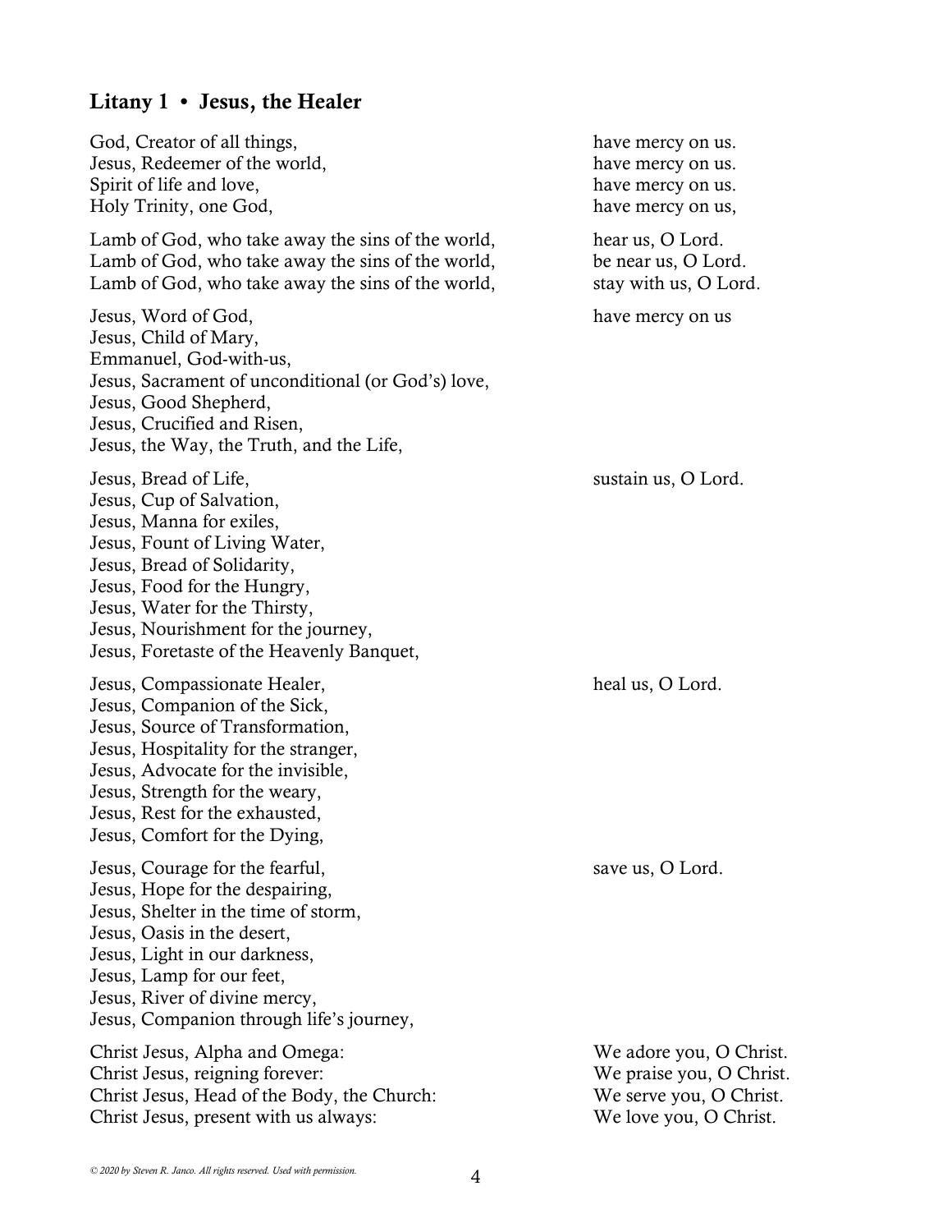## Litany 1 • Jesus, the Healer

God, Creator of all things, have mercy on us.
Jesus, Redeemer of the world, have mercy on us.
Spirit of life and love, have mercy on us.
Holy Trinity, one God, have mercy on us,

Lamb of God, who take away the sins of the world, hear us, O Lord.
Lamb of God, who take away the sins of the world, be near us, O Lord.
Lamb of God, who take away the sins of the world, stay with us, O Lord.

Jesus, Word of God, have mercy on us
Jesus, Child of Mary,
Emmanuel, God-with-us,
Jesus, Sacrament of unconditional (or God's) love,
Jesus, Good Shepherd,
Jesus, Crucified and Risen,
Jesus, the Way, the Truth, and the Life,

Jesus, Bread of Life, sustain us, O Lord.
Jesus, Cup of Salvation,
Jesus, Manna for exiles,
Jesus, Fount of Living Water,
Jesus, Bread of Solidarity,
Jesus, Food for the Hungry,
Jesus, Water for the Thirsty,
Jesus, Nourishment for the journey,
Jesus, Foretaste of the Heavenly Banquet,

Jesus, Compassionate Healer, heal us, O Lord.
Jesus, Companion of the Sick,
Jesus, Source of Transformation,
Jesus, Hospitality for the stranger,
Jesus, Advocate for the invisible,
Jesus, Strength for the weary,
Jesus, Rest for the exhausted,
Jesus, Comfort for the Dying,

Jesus, Courage for the fearful, save us, O Lord.
Jesus, Hope for the despairing,
Jesus, Shelter in the time of storm,
Jesus, Oasis in the desert,
Jesus, Light in our darkness,
Jesus, Lamp for our feet,
Jesus, River of divine mercy,
Jesus, Companion through life's journey,

Christ Jesus, Alpha and Omega: We adore you, O Christ.
Christ Jesus, reigning forever: We praise you, O Christ.
Christ Jesus, Head of the Body, the Church: We serve you, O Christ.
Christ Jesus, present with us always: We love you, O Christ.

*© 2020 by Steven R. Janco. All rights reserved. Used with permission.*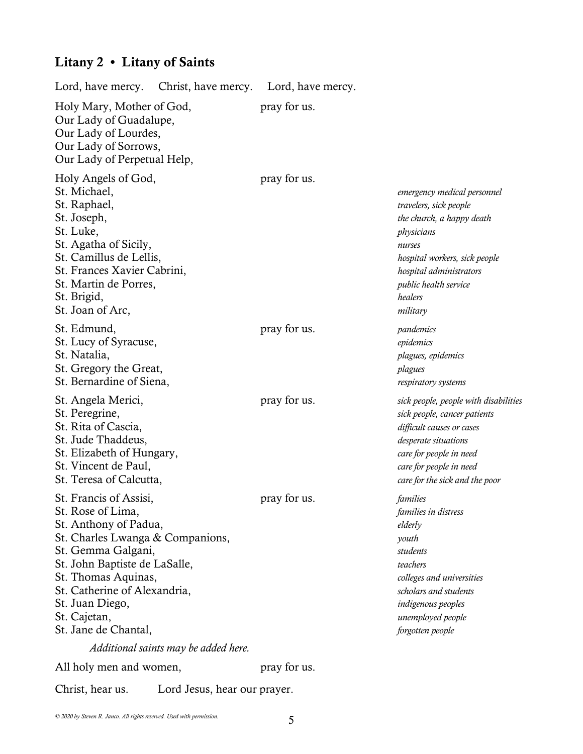## Litany 2 • Litany of Saints

Lord, have mercy. Christ, have mercy. Lord, have mercy.

| | | |
|---|---|---|
| Holy Mary, Mother of God, | pray for us. | |
| Our Lady of Guadalupe, | | |
| Our Lady of Lourdes, | | |
| Our Lady of Sorrows, | | |
| Our Lady of Perpetual Help, | | |
| | | |
| Holy Angels of God, | pray for us. | |
| St. Michael, | | *emergency medical personnel* |
| St. Raphael, | | *travelers, sick people* |
| St. Joseph, | | *the church, a happy death* |
| St. Luke, | | *physicians* |
| St. Agatha of Sicily, | | *nurses* |
| St. Camillus de Lellis, | | *hospital workers, sick people* |
| St. Frances Xavier Cabrini, | | *hospital administrators* |
| St. Martin de Porres, | | *public health service* |
| St. Brigid, | | *healers* |
| St. Joan of Arc, | | *military* |
| | | |
| St. Edmund, | pray for us. | *pandemics* |
| St. Lucy of Syracuse, | | *epidemics* |
| St. Natalia, | | *plagues, epidemics* |
| St. Gregory the Great, | | *plagues* |
| St. Bernardine of Siena, | | *respiratory systems* |
| | | |
| St. Angela Merici, | pray for us. | *sick people, people with disabilities* |
| St. Peregrine, | | *sick people, cancer patients* |
| St. Rita of Cascia, | | *difficult causes or cases* |
| St. Jude Thaddeus, | | *desperate situations* |
| St. Elizabeth of Hungary, | | *care for people in need* |
| St. Vincent de Paul, | | *care for people in need* |
| St. Teresa of Calcutta, | | *care for the sick and the poor* |
| | | |
| St. Francis of Assisi, | pray for us. | *families* |
| St. Rose of Lima, | | *families in distress* |
| St. Anthony of Padua, | | *elderly* |
| St. Charles Lwanga & Companions, | | *youth* |
| St. Gemma Galgani, | | *students* |
| St. John Baptiste de LaSalle, | | *teachers* |
| St. Thomas Aquinas, | | *colleges and universities* |
| St. Catherine of Alexandria, | | *scholars and students* |
| St. Juan Diego, | | *indigenous peoples* |
| St. Cajetan, | | *unemployed people* |
| St. Jane de Chantal, | | *forgotten people* |

*Additional saints may be added here.*

All holy men and women, pray for us.

Christ, hear us. Lord Jesus, hear our prayer.

*© 2020 by Steven R. Janco. All rights reserved. Used with permission.*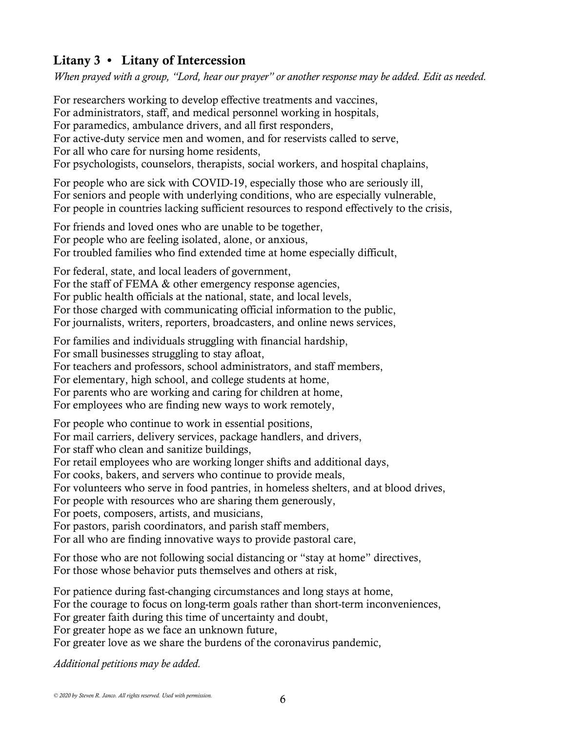## Litany 3 • Litany of Intercession

*When prayed with a group, "Lord, hear our prayer" or another response may be added. Edit as needed.*

For researchers working to develop effective treatments and vaccines,
For administrators, staff, and medical personnel working in hospitals,
For paramedics, ambulance drivers, and all first responders,
For active-duty service men and women, and for reservists called to serve,
For all who care for nursing home residents,
For psychologists, counselors, therapists, social workers, and hospital chaplains,

For people who are sick with COVID-19, especially those who are seriously ill,
For seniors and people with underlying conditions, who are especially vulnerable,
For people in countries lacking sufficient resources to respond effectively to the crisis,

For friends and loved ones who are unable to be together,
For people who are feeling isolated, alone, or anxious,
For troubled families who find extended time at home especially difficult,

For federal, state, and local leaders of government,
For the staff of FEMA & other emergency response agencies,
For public health officials at the national, state, and local levels,
For those charged with communicating official information to the public,
For journalists, writers, reporters, broadcasters, and online news services,

For families and individuals struggling with financial hardship,
For small businesses struggling to stay afloat,
For teachers and professors, school administrators, and staff members,
For elementary, high school, and college students at home,
For parents who are working and caring for children at home,
For employees who are finding new ways to work remotely,

For people who continue to work in essential positions,
For mail carriers, delivery services, package handlers, and drivers,
For staff who clean and sanitize buildings,
For retail employees who are working longer shifts and additional days,
For cooks, bakers, and servers who continue to provide meals,
For volunteers who serve in food pantries, in homeless shelters, and at blood drives,
For people with resources who are sharing them generously,
For poets, composers, artists, and musicians,
For pastors, parish coordinators, and parish staff members,
For all who are finding innovative ways to provide pastoral care,

For those who are not following social distancing or "stay at home" directives,
For those whose behavior puts themselves and others at risk,

For patience during fast-changing circumstances and long stays at home,
For the courage to focus on long-term goals rather than short-term inconveniences,
For greater faith during this time of uncertainty and doubt,
For greater hope as we face an unknown future,
For greater love as we share the burdens of the coronavirus pandemic,

*Additional petitions may be added.*

*© 2020 by Steven R. Janco. All rights reserved. Used with permission.*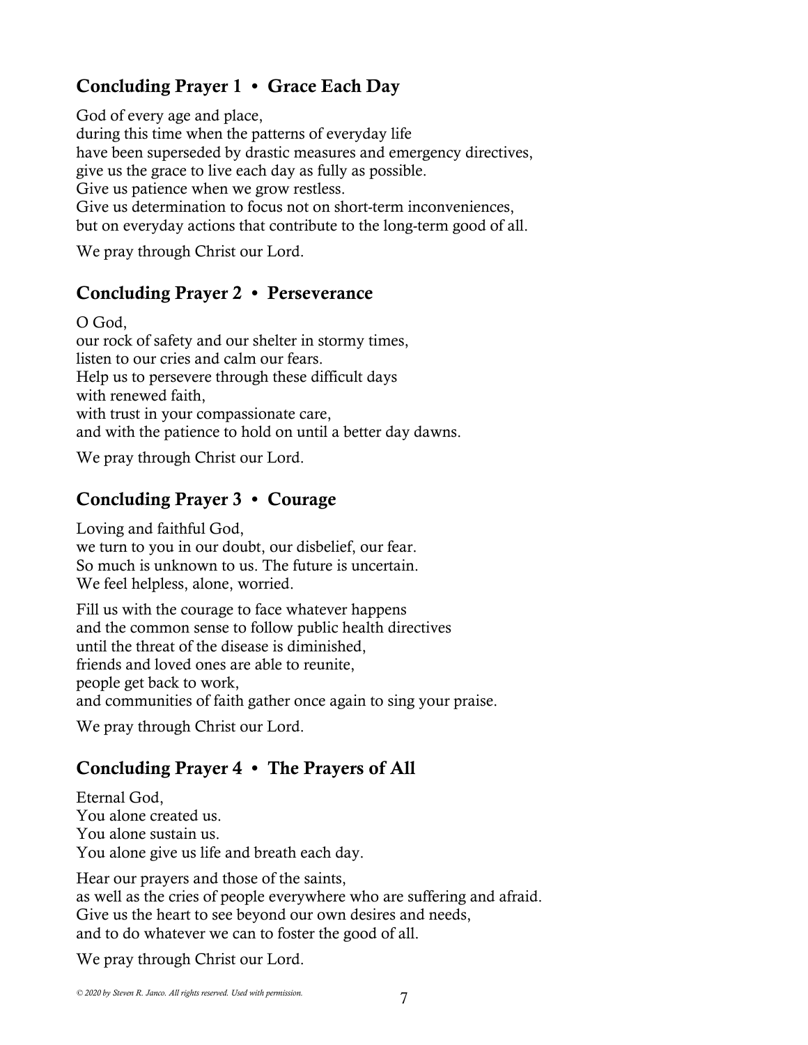## Concluding Prayer 1 • Grace Each Day

God of every age and place,
during this time when the patterns of everyday life
have been superseded by drastic measures and emergency directives,
give us the grace to live each day as fully as possible.
Give us patience when we grow restless.
Give us determination to focus not on short-term inconveniences,
but on everyday actions that contribute to the long-term good of all.

We pray through Christ our Lord.

## Concluding Prayer 2 • Perseverance

O God,
our rock of safety and our shelter in stormy times,
listen to our cries and calm our fears.
Help us to persevere through these difficult days
with renewed faith,
with trust in your compassionate care,
and with the patience to hold on until a better day dawns.

We pray through Christ our Lord.

## Concluding Prayer 3 • Courage

Loving and faithful God,
we turn to you in our doubt, our disbelief, our fear.
So much is unknown to us. The future is uncertain.
We feel helpless, alone, worried.

Fill us with the courage to face whatever happens
and the common sense to follow public health directives
until the threat of the disease is diminished,
friends and loved ones are able to reunite,
people get back to work,
and communities of faith gather once again to sing your praise.

We pray through Christ our Lord.

## Concluding Prayer 4 • The Prayers of All

Eternal God,
You alone created us.
You alone sustain us.
You alone give us life and breath each day.

Hear our prayers and those of the saints,
as well as the cries of people everywhere who are suffering and afraid.
Give us the heart to see beyond our own desires and needs,
and to do whatever we can to foster the good of all.

We pray through Christ our Lord.

*© 2020 by Steven R. Janco. All rights reserved. Used with permission.*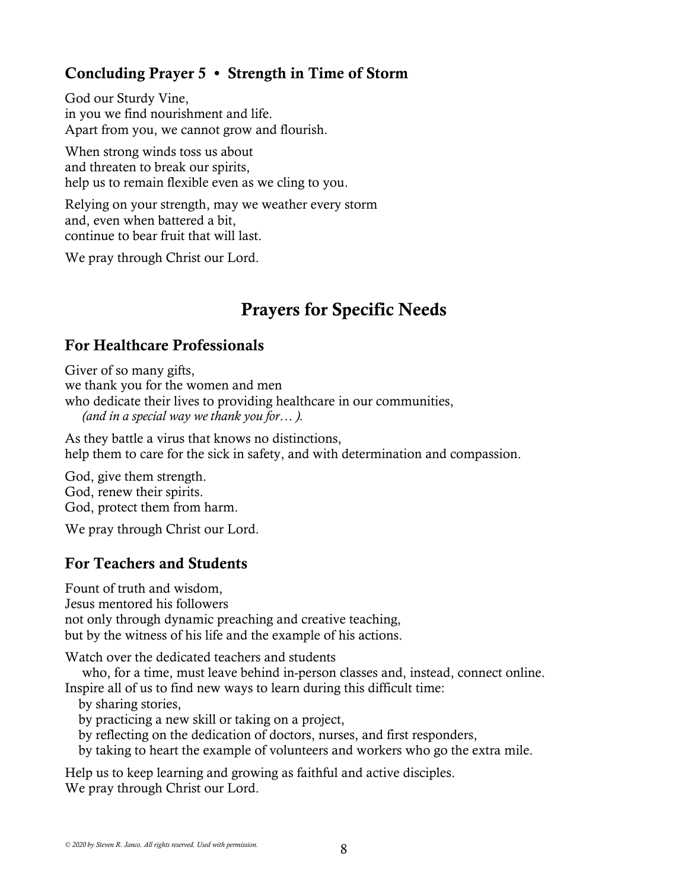### Concluding Prayer 5 • Strength in Time of Storm

God our Sturdy Vine,
in you we find nourishment and life.
Apart from you, we cannot grow and flourish.

When strong winds toss us about
and threaten to break our spirits,
help us to remain flexible even as we cling to you.

Relying on your strength, may we weather every storm
and, even when battered a bit,
continue to bear fruit that will last.

We pray through Christ our Lord.

## Prayers for Specific Needs

### For Healthcare Professionals

Giver of so many gifts,
we thank you for the women and men
who dedicate their lives to providing healthcare in our communities,
*(and in a special way we thank you for… ).*

As they battle a virus that knows no distinctions,
help them to care for the sick in safety, and with determination and compassion.

God, give them strength.
God, renew their spirits.
God, protect them from harm.

We pray through Christ our Lord.

### For Teachers and Students

Fount of truth and wisdom,
Jesus mentored his followers
not only through dynamic preaching and creative teaching,
but by the witness of his life and the example of his actions.

Watch over the dedicated teachers and students
who, for a time, must leave behind in-person classes and, instead, connect online.
Inspire all of us to find new ways to learn during this difficult time:
by sharing stories,
by practicing a new skill or taking on a project,
by reflecting on the dedication of doctors, nurses, and first responders,
by taking to heart the example of volunteers and workers who go the extra mile.

Help us to keep learning and growing as faithful and active disciples.
We pray through Christ our Lord.

*© 2020 by Steven R. Janco. All rights reserved. Used with permission.*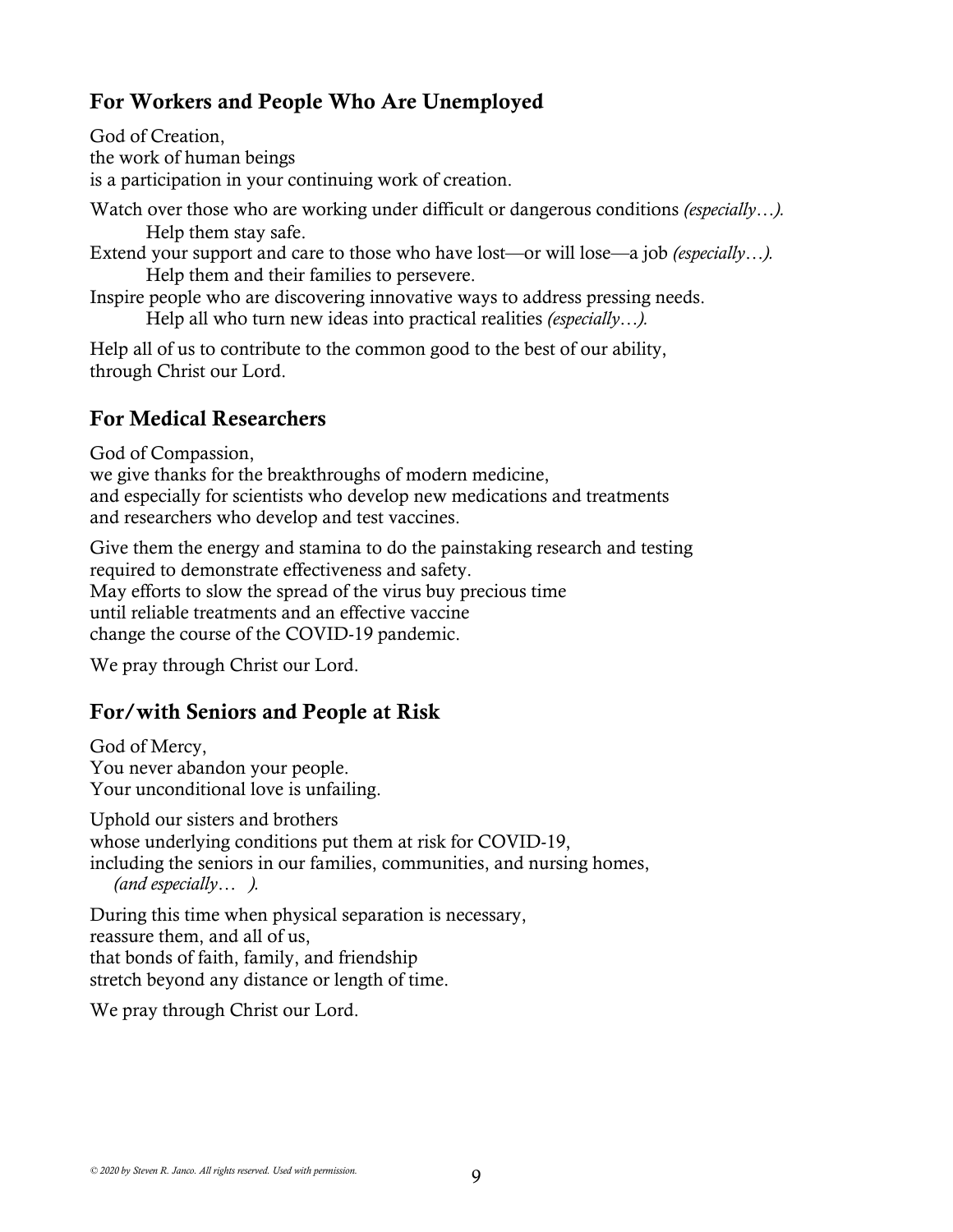## For Workers and People Who Are Unemployed

God of Creation,
the work of human beings
is a participation in your continuing work of creation.

Watch over those who are working under difficult or dangerous conditions *(especially…).*
Help them stay safe.
Extend your support and care to those who have lost—or will lose—a job *(especially…).*
Help them and their families to persevere.
Inspire people who are discovering innovative ways to address pressing needs.
Help all who turn new ideas into practical realities *(especially…).*

Help all of us to contribute to the common good to the best of our ability,
through Christ our Lord.

## For Medical Researchers

God of Compassion,
we give thanks for the breakthroughs of modern medicine,
and especially for scientists who develop new medications and treatments
and researchers who develop and test vaccines.

Give them the energy and stamina to do the painstaking research and testing
required to demonstrate effectiveness and safety.
May efforts to slow the spread of the virus buy precious time
until reliable treatments and an effective vaccine
change the course of the COVID-19 pandemic.

We pray through Christ our Lord.

## For/with Seniors and People at Risk

God of Mercy,
You never abandon your people.
Your unconditional love is unfailing.

Uphold our sisters and brothers
whose underlying conditions put them at risk for COVID-19,
including the seniors in our families, communities, and nursing homes,
*(and especially… ).*

During this time when physical separation is necessary,
reassure them, and all of us,
that bonds of faith, family, and friendship
stretch beyond any distance or length of time.

We pray through Christ our Lord.

*© 2020 by Steven R. Janco. All rights reserved. Used with permission.*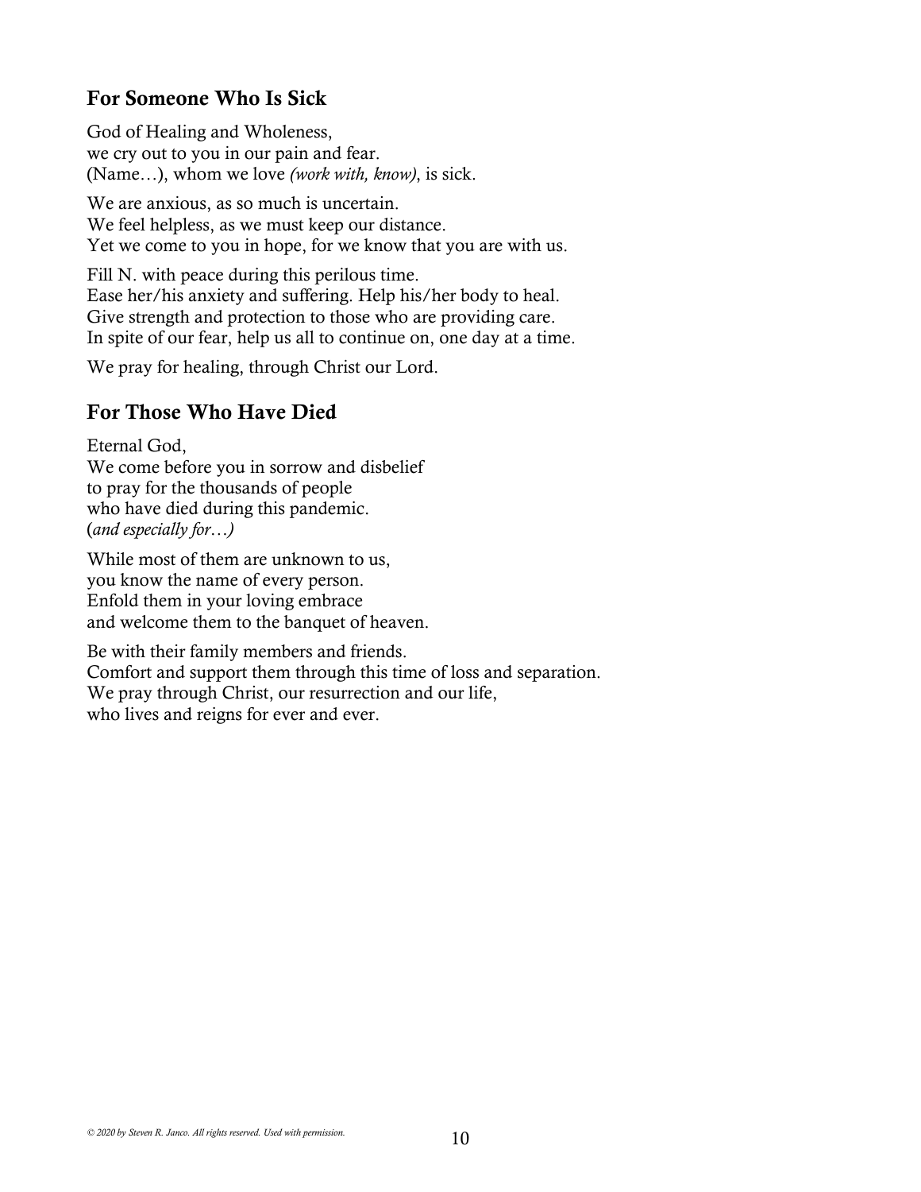## For Someone Who Is Sick

God of Healing and Wholeness,
we cry out to you in our pain and fear.
(Name…), whom we love *(work with, know)*, is sick.

We are anxious, as so much is uncertain.
We feel helpless, as we must keep our distance.
Yet we come to you in hope, for we know that you are with us.

Fill N. with peace during this perilous time.
Ease her/his anxiety and suffering. Help his/her body to heal.
Give strength and protection to those who are providing care.
In spite of our fear, help us all to continue on, one day at a time.

We pray for healing, through Christ our Lord.

## For Those Who Have Died

Eternal God,
We come before you in sorrow and disbelief
to pray for the thousands of people
who have died during this pandemic.
(*and especially for…)*

While most of them are unknown to us,
you know the name of every person.
Enfold them in your loving embrace
and welcome them to the banquet of heaven.

Be with their family members and friends.
Comfort and support them through this time of loss and separation.
We pray through Christ, our resurrection and our life,
who lives and reigns for ever and ever.

*© 2020 by Steven R. Janco. All rights reserved. Used with permission.*